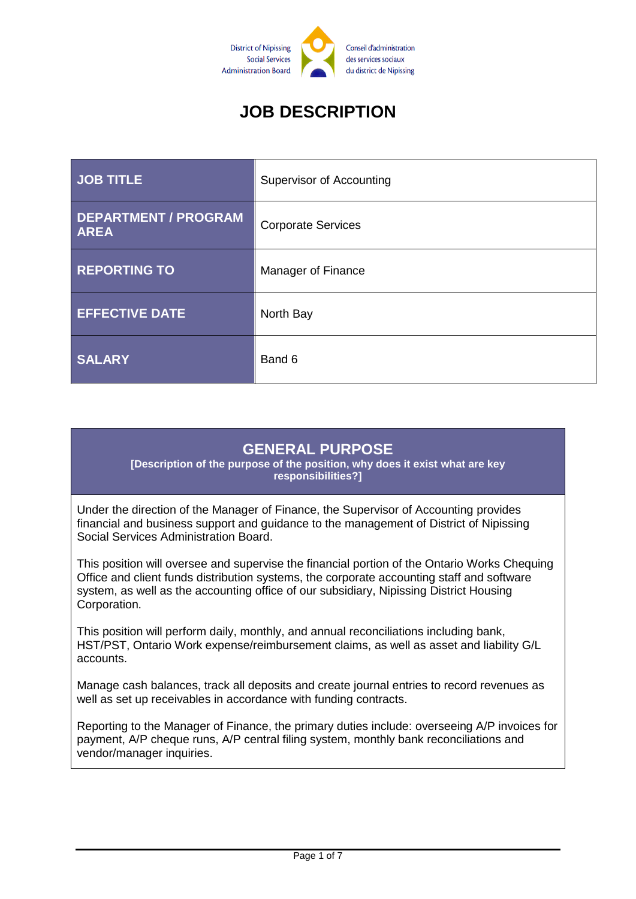District of Nipissing Social Services Administration Board

Conseil d'administration des services sociaux du district de Nipissing

# JOB DESCRIPTION

| | |
|---|---|
| **JOB TITLE** | Supervisor of Accounting |
| **DEPARTMENT / PROGRAM AREA** | Corporate Services |
| **REPORTING TO** | Manager of Finance |
| **EFFECTIVE DATE** | North Bay |
| **SALARY** | Band 6 |

## GENERAL PURPOSE

**[Description of the purpose of the position, why does it exist what are key responsibilities?]**

Under the direction of the Manager of Finance, the Supervisor of Accounting provides financial and business support and guidance to the management of District of Nipissing Social Services Administration Board.

This position will oversee and supervise the financial portion of the Ontario Works Chequing Office and client funds distribution systems, the corporate accounting staff and software system, as well as the accounting office of our subsidiary, Nipissing District Housing Corporation.

This position will perform daily, monthly, and annual reconciliations including bank, HST/PST, Ontario Work expense/reimbursement claims, as well as asset and liability G/L accounts.

Manage cash balances, track all deposits and create journal entries to record revenues as well as set up receivables in accordance with funding contracts.

Reporting to the Manager of Finance, the primary duties include: overseeing A/P invoices for payment, A/P cheque runs, A/P central filing system, monthly bank reconciliations and vendor/manager inquiries.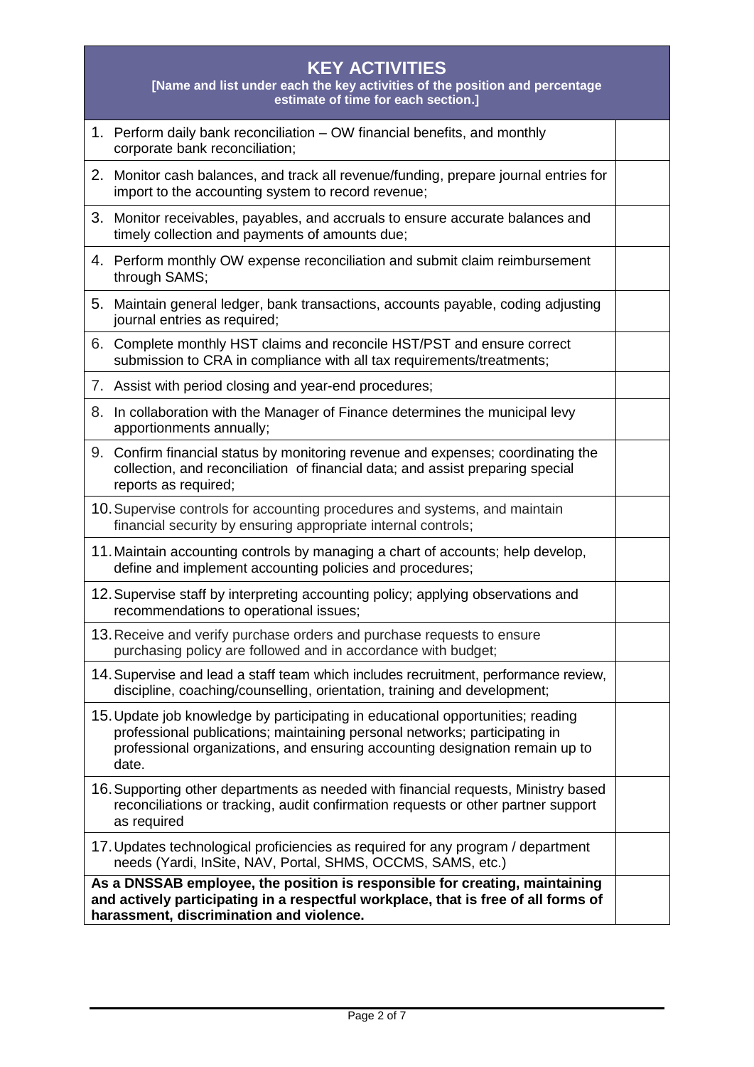| KEY ACTIVITIES<br>**[Name and list under each the key activities of the position and percentage estimate of time for each section.]** | |
|---|---|
| 1. Perform daily bank reconciliation – OW financial benefits, and monthly corporate bank reconciliation; | |
| 2. Monitor cash balances, and track all revenue/funding, prepare journal entries for import to the accounting system to record revenue; | |
| 3. Monitor receivables, payables, and accruals to ensure accurate balances and timely collection and payments of amounts due; | |
| 4. Perform monthly OW expense reconciliation and submit claim reimbursement through SAMS; | |
| 5. Maintain general ledger, bank transactions, accounts payable, coding adjusting journal entries as required; | |
| 6. Complete monthly HST claims and reconcile HST/PST and ensure correct submission to CRA in compliance with all tax requirements/treatments; | |
| 7. Assist with period closing and year-end procedures; | |
| 8. In collaboration with the Manager of Finance determines the municipal levy apportionments annually; | |
| 9. Confirm financial status by monitoring revenue and expenses; coordinating the collection, and reconciliation of financial data; and assist preparing special reports as required; | |
| 10. Supervise controls for accounting procedures and systems, and maintain financial security by ensuring appropriate internal controls; | |
| 11. Maintain accounting controls by managing a chart of accounts; help develop, define and implement accounting policies and procedures; | |
| 12. Supervise staff by interpreting accounting policy; applying observations and recommendations to operational issues; | |
| 13. Receive and verify purchase orders and purchase requests to ensure purchasing policy are followed and in accordance with budget; | |
| 14. Supervise and lead a staff team which includes recruitment, performance review, discipline, coaching/counselling, orientation, training and development; | |
| 15. Update job knowledge by participating in educational opportunities; reading professional publications; maintaining personal networks; participating in professional organizations, and ensuring accounting designation remain up to date. | |
| 16. Supporting other departments as needed with financial requests, Ministry based reconciliations or tracking, audit confirmation requests or other partner support as required | |
| 17. Updates technological proficiencies as required for any program / department needs (Yardi, InSite, NAV, Portal, SHMS, OCCMS, SAMS, etc.) | |
| **As a DNSSAB employee, the position is responsible for creating, maintaining and actively participating in a respectful workplace, that is free of all forms of harassment, discrimination and violence.** | |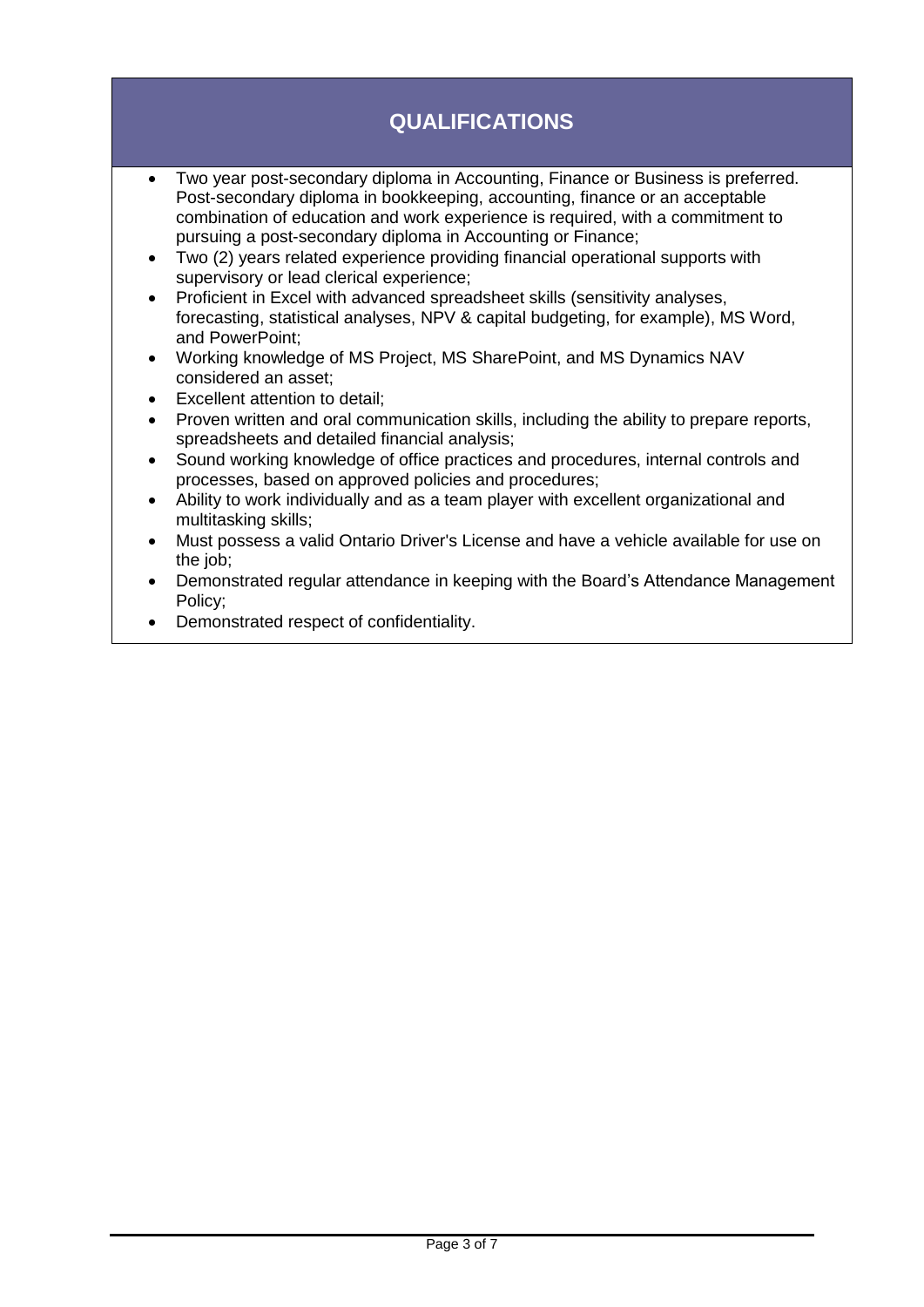## QUALIFICATIONS

- Two year post-secondary diploma in Accounting, Finance or Business is preferred. Post-secondary diploma in bookkeeping, accounting, finance or an acceptable combination of education and work experience is required, with a commitment to pursuing a post-secondary diploma in Accounting or Finance;
- Two (2) years related experience providing financial operational supports with supervisory or lead clerical experience;
- Proficient in Excel with advanced spreadsheet skills (sensitivity analyses, forecasting, statistical analyses, NPV & capital budgeting, for example), MS Word, and PowerPoint;
- Working knowledge of MS Project, MS SharePoint, and MS Dynamics NAV considered an asset;
- Excellent attention to detail;
- Proven written and oral communication skills, including the ability to prepare reports, spreadsheets and detailed financial analysis;
- Sound working knowledge of office practices and procedures, internal controls and processes, based on approved policies and procedures;
- Ability to work individually and as a team player with excellent organizational and multitasking skills;
- Must possess a valid Ontario Driver's License and have a vehicle available for use on the job;
- Demonstrated regular attendance in keeping with the Board's Attendance Management Policy;
- Demonstrated respect of confidentiality.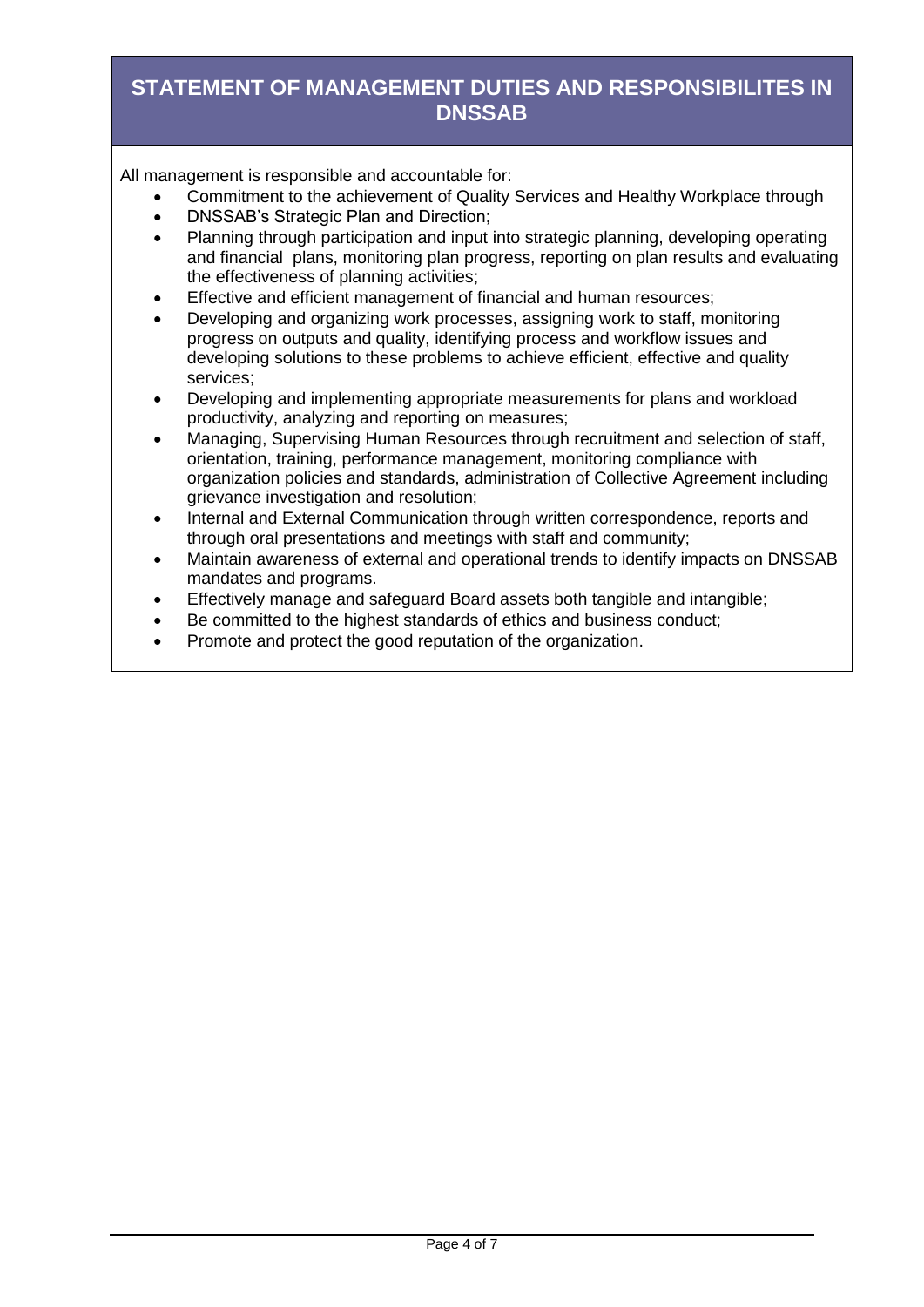## STATEMENT OF MANAGEMENT DUTIES AND RESPONSIBILITES IN DNSSAB

All management is responsible and accountable for:

- Commitment to the achievement of Quality Services and Healthy Workplace through
- DNSSAB's Strategic Plan and Direction;
- Planning through participation and input into strategic planning, developing operating and financial plans, monitoring plan progress, reporting on plan results and evaluating the effectiveness of planning activities;
- Effective and efficient management of financial and human resources;
- Developing and organizing work processes, assigning work to staff, monitoring progress on outputs and quality, identifying process and workflow issues and developing solutions to these problems to achieve efficient, effective and quality services;
- Developing and implementing appropriate measurements for plans and workload productivity, analyzing and reporting on measures;
- Managing, Supervising Human Resources through recruitment and selection of staff, orientation, training, performance management, monitoring compliance with organization policies and standards, administration of Collective Agreement including grievance investigation and resolution;
- Internal and External Communication through written correspondence, reports and through oral presentations and meetings with staff and community;
- Maintain awareness of external and operational trends to identify impacts on DNSSAB mandates and programs.
- Effectively manage and safeguard Board assets both tangible and intangible;
- Be committed to the highest standards of ethics and business conduct;
- Promote and protect the good reputation of the organization.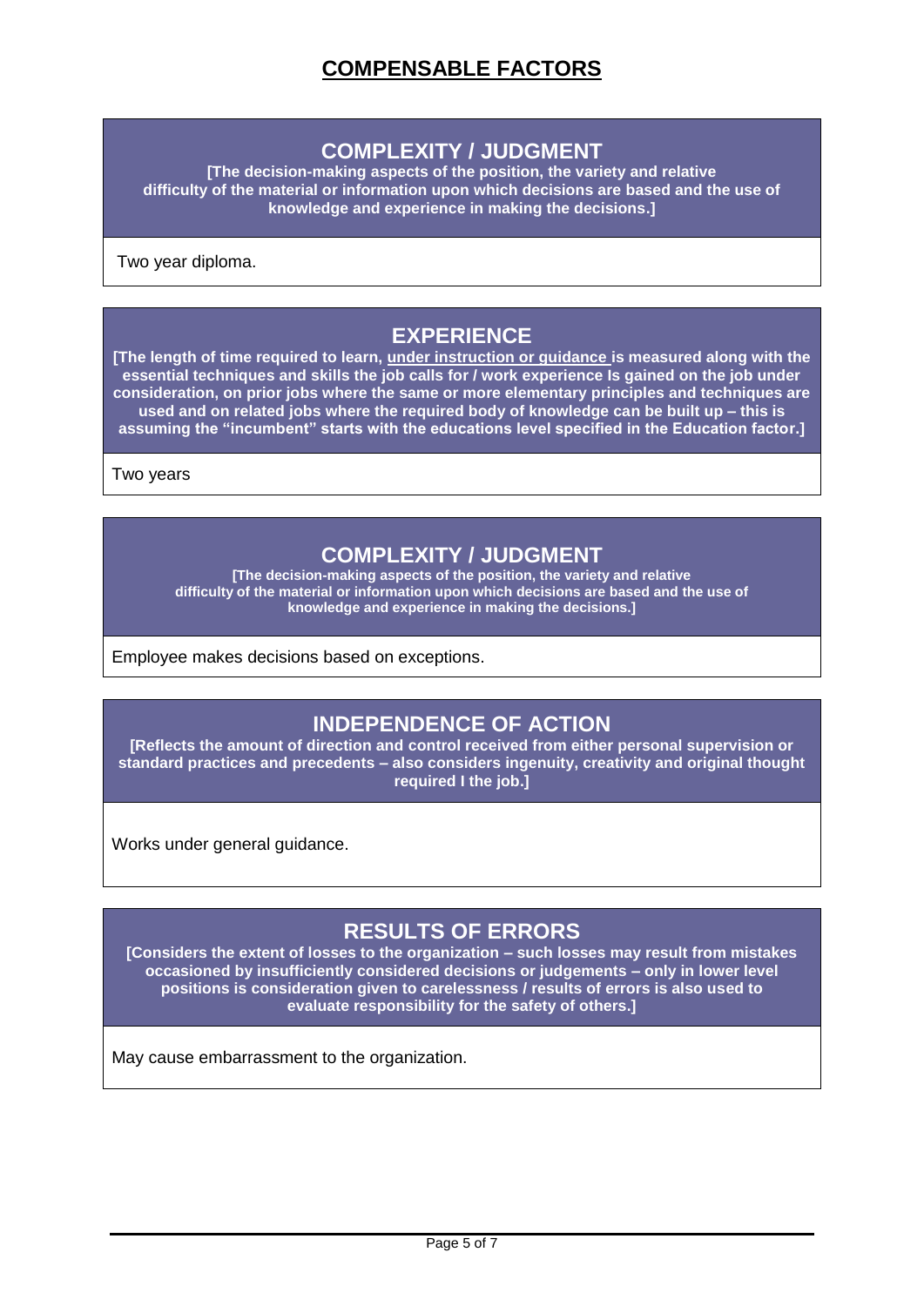# COMPENSABLE FACTORS

## COMPLEXITY / JUDGMENT

**[The decision-making aspects of the position, the variety and relative difficulty of the material or information upon which decisions are based and the use of knowledge and experience in making the decisions.]**

Two year diploma.

## EXPERIENCE

**[The length of time required to learn, <u>under instruction or guidance</u> is measured along with the essential techniques and skills the job calls for / work experience Is gained on the job under consideration, on prior jobs where the same or more elementary principles and techniques are used and on related jobs where the required body of knowledge can be built up – this is assuming the "incumbent" starts with the educations level specified in the Education factor.]**

Two years

## COMPLEXITY / JUDGMENT

**[The decision-making aspects of the position, the variety and relative difficulty of the material or information upon which decisions are based and the use of knowledge and experience in making the decisions.]**

Employee makes decisions based on exceptions.

## INDEPENDENCE OF ACTION

**[Reflects the amount of direction and control received from either personal supervision or standard practices and precedents – also considers ingenuity, creativity and original thought required I the job.]**

Works under general guidance.

## RESULTS OF ERRORS

**[Considers the extent of losses to the organization – such losses may result from mistakes occasioned by insufficiently considered decisions or judgements – only in lower level positions is consideration given to carelessness / results of errors is also used to evaluate responsibility for the safety of others.]**

May cause embarrassment to the organization.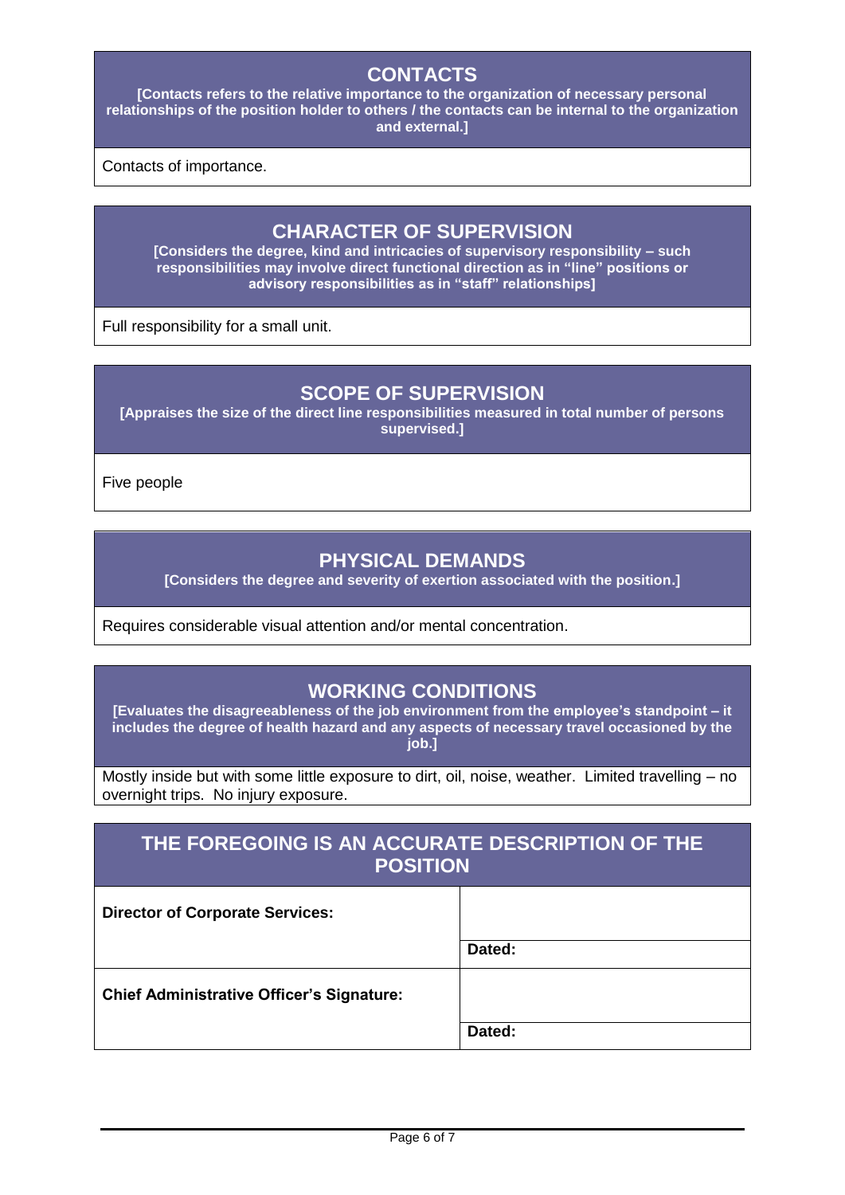## CONTACTS

**[Contacts refers to the relative importance to the organization of necessary personal relationships of the position holder to others / the contacts can be internal to the organization and external.]**

Contacts of importance.

## CHARACTER OF SUPERVISION

**[Considers the degree, kind and intricacies of supervisory responsibility – such responsibilities may involve direct functional direction as in "line" positions or advisory responsibilities as in "staff" relationships]**

Full responsibility for a small unit.

## SCOPE OF SUPERVISION

**[Appraises the size of the direct line responsibilities measured in total number of persons supervised.]**

Five people

## PHYSICAL DEMANDS

**[Considers the degree and severity of exertion associated with the position.]**

Requires considerable visual attention and/or mental concentration.

## WORKING CONDITIONS

**[Evaluates the disagreeableness of the job environment from the employee's standpoint – it includes the degree of health hazard and any aspects of necessary travel occasioned by the job.]**

Mostly inside but with some little exposure to dirt, oil, noise, weather. Limited travelling – no overnight trips. No injury exposure.

## THE FOREGOING IS AN ACCURATE DESCRIPTION OF THE POSITION

| | |
|---|---|
| **Director of Corporate Services:** | |
| | **Dated:** |
| **Chief Administrative Officer's Signature:** | |
| | **Dated:** |